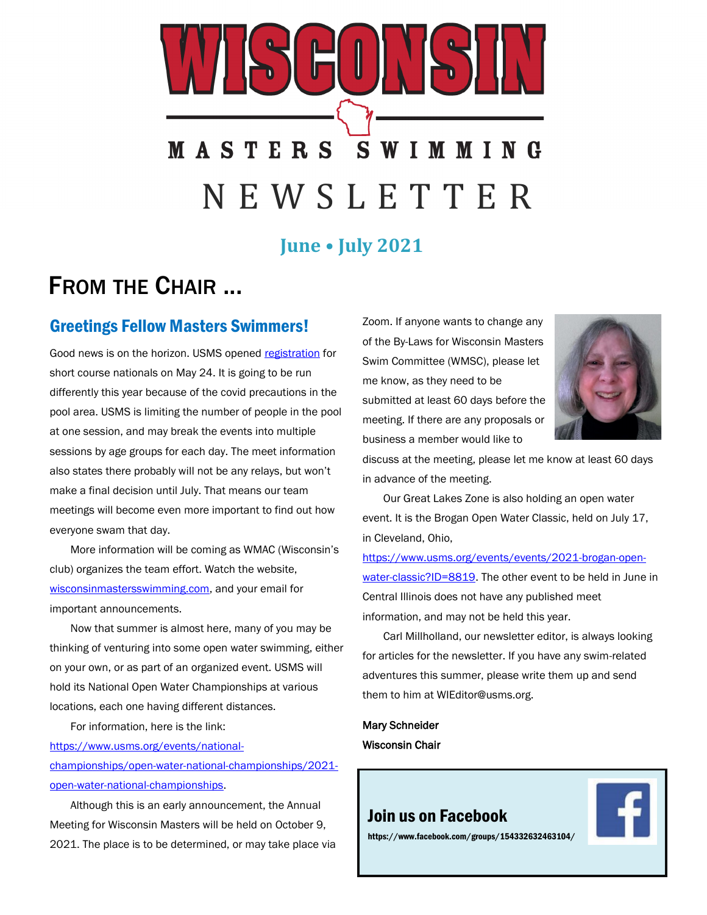# WISCONSIN

MASTERS SWIMMING

NEWSLETTER

**June • July 2021**

## FROM THE CHAIR ...

### Greetings Fellow Masters Swimmers!

Good news is on the horizon. USMS opened registration for short course nationals on May 24. It is going to be run differently this year because of the covid precautions in the pool area. USMS is limiting the number of people in the pool at one session, and may break the events into multiple sessions by age groups for each day. The meet information also states there probably will not be any relays, but won't make a final decision until July. That means our team meetings will become even more important to find out how everyone swam that day.

More information will be coming as WMAC (Wisconsin's club) organizes the team effort. Watch the website, wisconsinmastersswimming.com, and your email for important announcements.

Now that summer is almost here, many of you may be thinking of venturing into some open water swimming, either on your own, or as part of an organized event. USMS will hold its National Open Water Championships at various locations, each one having different distances.

For information, here is the link: https://www.usms.org/events/national-championships/open-water-national-championships/2021-open-water-national-championships.

Although this is an early announcement, the Annual Meeting for Wisconsin Masters will be held on October 9, 2021. The place is to be determined, or may take place via Zoom. If anyone wants to change any of the By-Laws for Wisconsin Masters Swim Committee (WMSC), please let me know, as they need to be submitted at least 60 days before the meeting. If there are any proposals or business a member would like to discuss at the meeting, please let me know at least 60 days in advance of the meeting.

Our Great Lakes Zone is also holding an open water event. It is the Brogan Open Water Classic, held on July 17, in Cleveland, Ohio, https://www.usms.org/events/events/2021-brogan-open-water-classic?ID=8819. The other event to be held in June in Central Illinois does not have any published meet information, and may not be held this year.

Carl Millholland, our newsletter editor, is always looking for articles for the newsletter. If you have any swim-related adventures this summer, please write them up and send them to him at WIEditor@usms.org.

**Mary Schneider**
**Wisconsin Chair**

**Join us on Facebook**
https://www.facebook.com/groups/154332632463104/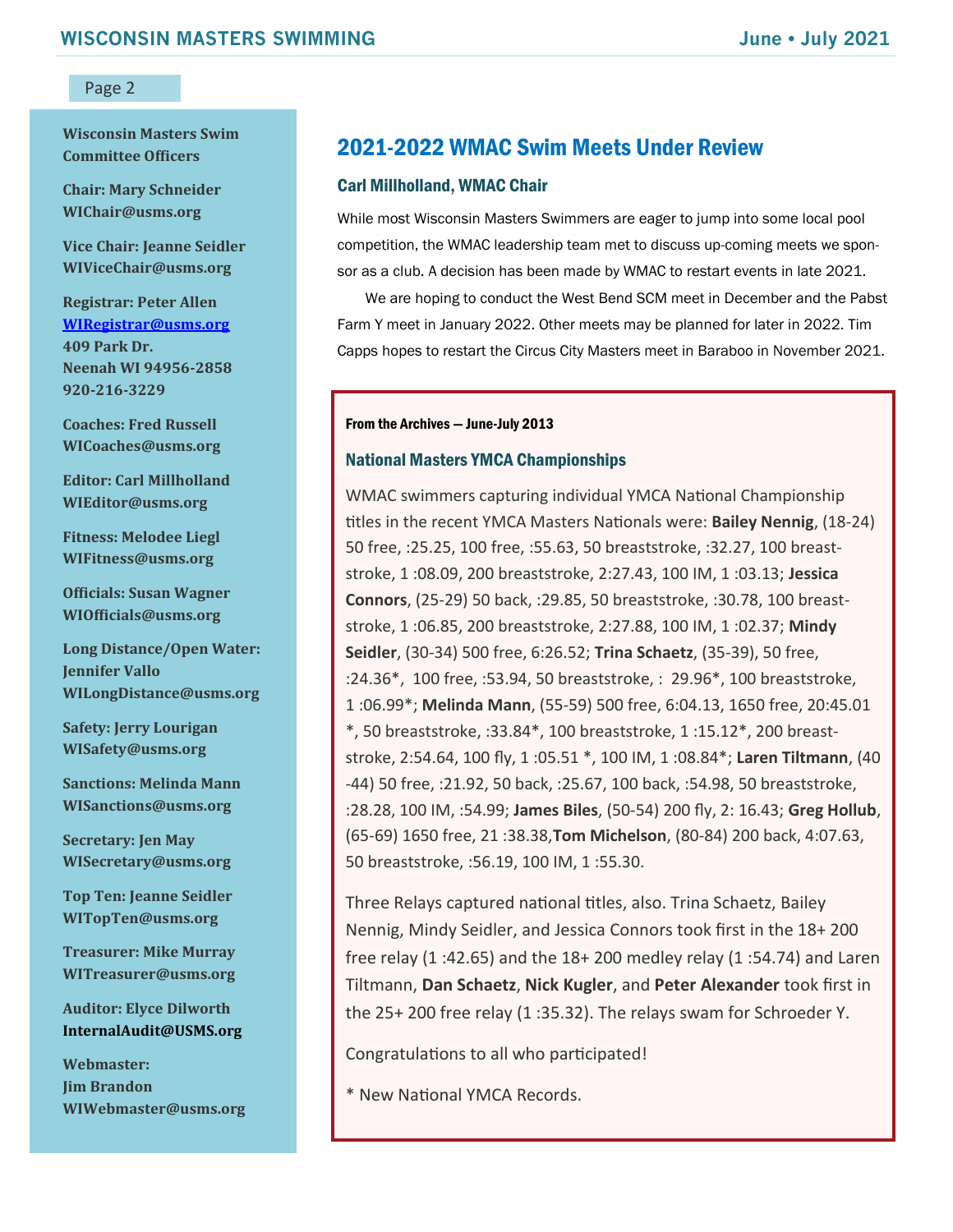**Wisconsin Masters Swim Committee Officers**

**Chair: Mary Schneider**
**WIChair@usms.org**

**Vice Chair: Jeanne Seidler**
**WIViceChair@usms.org**

**Registrar: Peter Allen**
**WIRegistrar@usms.org**
**409 Park Dr.**
**Neenah WI 94956-2858**
**920-216-3229**

**Coaches: Fred Russell**
**WICoaches@usms.org**

**Editor: Carl Millholland**
**WIEditor@usms.org**

**Fitness: Melodee Liegl**
**WIFitness@usms.org**

**Officials: Susan Wagner**
**WIOfficials@usms.org**

**Long Distance/Open Water: Jennifer Vallo**
**WILongDistance@usms.org**

**Safety: Jerry Lourigan**
**WISafety@usms.org**

**Sanctions: Melinda Mann**
**WISanctions@usms.org**

**Secretary: Jen May**
**WISecretary@usms.org**

**Top Ten: Jeanne Seidler**
**WITopTen@usms.org**

**Treasurer: Mike Murray**
**WITreasurer@usms.org**

**Auditor: Elyce Dilworth**
**InternalAudit@USMS.org**

**Webmaster:**
**Jim Brandon**
**WIWebmaster@usms.org**

## 2021-2022 WMAC Swim Meets Under Review

### Carl Millholland, WMAC Chair

While most Wisconsin Masters Swimmers are eager to jump into some local pool competition, the WMAC leadership team met to discuss up-coming meets we sponsor as a club. A decision has been made by WMAC to restart events in late 2021.

We are hoping to conduct the West Bend SCM meet in December and the Pabst Farm Y meet in January 2022. Other meets may be planned for later in 2022. Tim Capps hopes to restart the Circus City Masters meet in Baraboo in November 2021.

**From the Archives — June-July 2013**

### National Masters YMCA Championships

WMAC swimmers capturing individual YMCA National Championship titles in the recent YMCA Masters Nationals were: **Bailey Nennig**, (18-24) 50 free, :25.25, 100 free, :55.63, 50 breaststroke, :32.27, 100 breaststroke, 1 :08.09, 200 breaststroke, 2:27.43, 100 IM, 1 :03.13; **Jessica Connors**, (25-29) 50 back, :29.85, 50 breaststroke, :30.78, 100 breaststroke, 1 :06.85, 200 breaststroke, 2:27.88, 100 IM, 1 :02.37; **Mindy Seidler**, (30-34) 500 free, 6:26.52; **Trina Schaetz**, (35-39), 50 free, :24.36*, 100 free, :53.94, 50 breaststroke, : 29.96*, 100 breaststroke, 1 :06.99*; **Melinda Mann**, (55-59) 500 free, 6:04.13, 1650 free, 20:45.01 *, 50 breaststroke, :33.84*, 100 breaststroke, 1 :15.12*, 200 breaststroke, 2:54.64, 100 fly, 1 :05.51 *, 100 IM, 1 :08.84*; **Laren Tiltmann**, (40-44) 50 free, :21.92, 50 back, :25.67, 100 back, :54.98, 50 breaststroke, :28.28, 100 IM, :54.99; **James Biles**, (50-54) 200 fly, 2: 16.43; **Greg Hollub**, (65-69) 1650 free, 21 :38.38,**Tom Michelson**, (80-84) 200 back, 4:07.63, 50 breaststroke, :56.19, 100 IM, 1 :55.30.

Three Relays captured national titles, also. Trina Schaetz, Bailey Nennig, Mindy Seidler, and Jessica Connors took first in the 18+ 200 free relay (1 :42.65) and the 18+ 200 medley relay (1 :54.74) and Laren Tiltmann, **Dan Schaetz**, **Nick Kugler**, and **Peter Alexander** took first in the 25+ 200 free relay (1 :35.32). The relays swam for Schroeder Y.

Congratulations to all who participated!

* New National YMCA Records.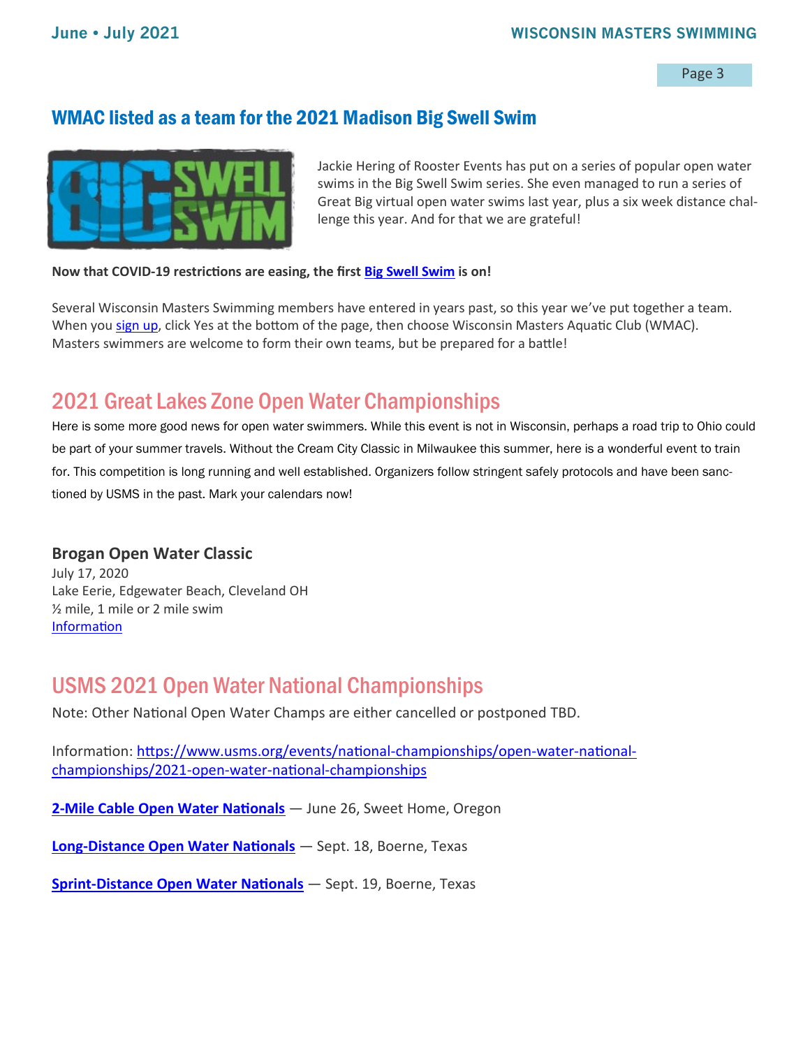## WMAC listed as a team for the 2021 Madison Big Swell Swim

Jackie Hering of Rooster Events has put on a series of popular open water swims in the Big Swell Swim series. She even managed to run a series of Great Big virtual open water swims last year, plus a six week distance challenge this year. And for that we are grateful!

**Now that COVID-19 restrictions are easing, the first Big Swell Swim is on!**

Several Wisconsin Masters Swimming members have entered in years past, so this year we've put together a team. When you sign up, click Yes at the bottom of the page, then choose Wisconsin Masters Aquatic Club (WMAC). Masters swimmers are welcome to form their own teams, but be prepared for a battle!

## 2021 Great Lakes Zone Open Water Championships

Here is some more good news for open water swimmers. While this event is not in Wisconsin, perhaps a road trip to Ohio could be part of your summer travels. Without the Cream City Classic in Milwaukee this summer, here is a wonderful event to train for. This competition is long running and well established. Organizers follow stringent safely protocols and have been sanctioned by USMS in the past. Mark your calendars now!

### Brogan Open Water Classic

July 17, 2020
Lake Eerie, Edgewater Beach, Cleveland OH
½ mile, 1 mile or 2 mile swim
Information

## USMS 2021 Open Water National Championships

Note: Other National Open Water Champs are either cancelled or postponed TBD.

Information: https://www.usms.org/events/national-championships/open-water-national-championships/2021-open-water-national-championships

**2-Mile Cable Open Water Nationals** — June 26, Sweet Home, Oregon

**Long-Distance Open Water Nationals** — Sept. 18, Boerne, Texas

**Sprint-Distance Open Water Nationals** — Sept. 19, Boerne, Texas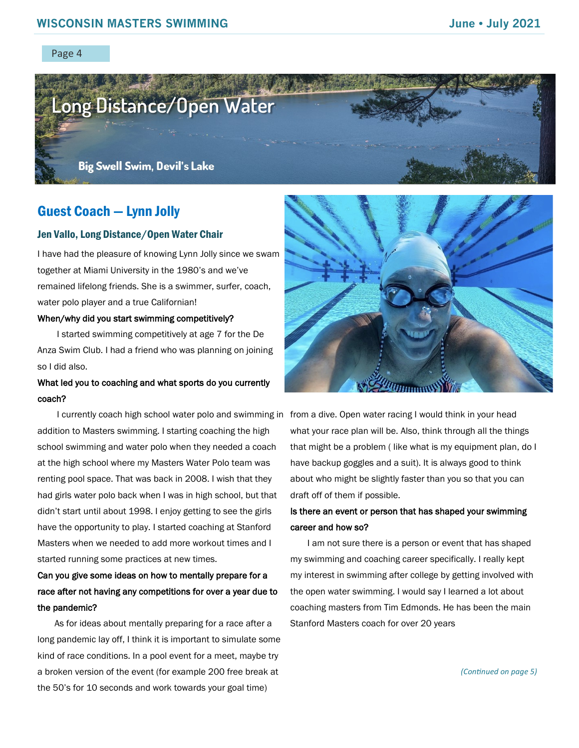# Long Distance/Open Water

Big Swell Swim, Devil's Lake

## Guest Coach — Lynn Jolly

### Jen Vallo, Long Distance/Open Water Chair

I have had the pleasure of knowing Lynn Jolly since we swam together at Miami University in the 1980's and we've remained lifelong friends. She is a swimmer, surfer, coach, water polo player and a true Californian!

**When/why did you start swimming competitively?**

I started swimming competitively at age 7 for the De Anza Swim Club. I had a friend who was planning on joining so I did also.

**What led you to coaching and what sports do you currently coach?**

I currently coach high school water polo and swimming in addition to Masters swimming. I starting coaching the high school swimming and water polo when they needed a coach at the high school where my Masters Water Polo team was renting pool space. That was back in 2008. I wish that they had girls water polo back when I was in high school, but that didn't start until about 1998. I enjoy getting to see the girls have the opportunity to play. I started coaching at Stanford Masters when we needed to add more workout times and I started running some practices at new times.

**Can you give some ideas on how to mentally prepare for a race after not having any competitions for over a year due to the pandemic?**

As for ideas about mentally preparing for a race after a long pandemic lay off, I think it is important to simulate some kind of race conditions. In a pool event for a meet, maybe try a broken version of the event (for example 200 free break at the 50's for 10 seconds and work towards your goal time) from a dive. Open water racing I would think in your head what your race plan will be. Also, think through all the things that might be a problem ( like what is my equipment plan, do I have backup goggles and a suit). It is always good to think about who might be slightly faster than you so that you can draft off of them if possible.

**Is there an event or person that has shaped your swimming career and how so?**

I am not sure there is a person or event that has shaped my swimming and coaching career specifically. I really kept my interest in swimming after college by getting involved with the open water swimming. I would say I learned a lot about coaching masters from Tim Edmonds. He has been the main Stanford Masters coach for over 20 years

*(Continued on page 5)*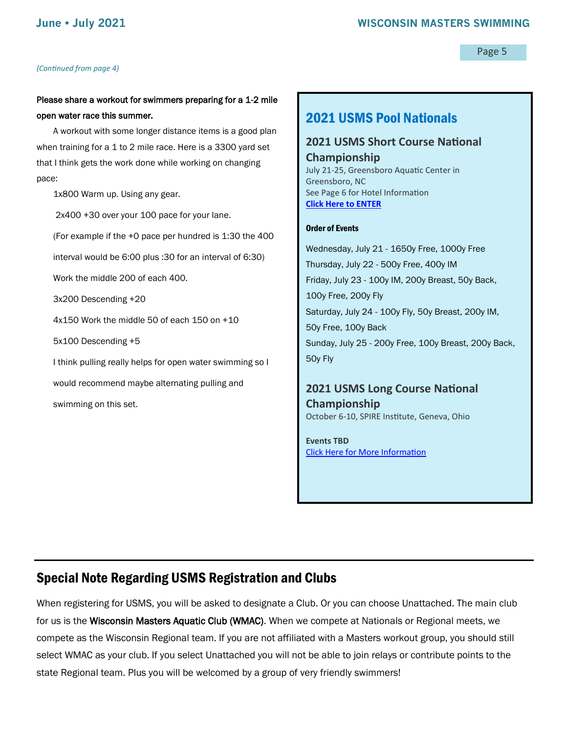*(Continued from page 4)*

**Please share a workout for swimmers preparing for a 1-2 mile open water race this summer.**

A workout with some longer distance items is a good plan when training for a 1 to 2 mile race. Here is a 3300 yard set that I think gets the work done while working on changing pace:

1x800 Warm up. Using any gear.

2x400 +30 over your 100 pace for your lane.

(For example if the +0 pace per hundred is 1:30 the 400 interval would be 6:00 plus :30 for an interval of 6:30)

Work the middle 200 of each 400.

3x200 Descending +20

4x150 Work the middle 50 of each 150 on +10

5x100 Descending +5

I think pulling really helps for open water swimming so I would recommend maybe alternating pulling and swimming on this set.

## 2021 USMS Pool Nationals

### 2021 USMS Short Course National Championship

July 21-25, Greensboro Aquatic Center in Greensboro, NC
See Page 6 for Hotel Information
**Click Here to ENTER**

**Order of Events**

Wednesday, July 21 - 1650y Free, 1000y Free
Thursday, July 22 - 500y Free, 400y IM
Friday, July 23 - 100y IM, 200y Breast, 50y Back, 100y Free, 200y Fly
Saturday, July 24 - 100y Fly, 50y Breast, 200y IM, 50y Free, 100y Back
Sunday, July 25 - 200y Free, 100y Breast, 200y Back, 50y Fly

### 2021 USMS Long Course National Championship

October 6-10, SPIRE Institute, Geneva, Ohio

**Events TBD**
Click Here for More Information

## Special Note Regarding USMS Registration and Clubs

When registering for USMS, you will be asked to designate a Club. Or you can choose Unattached. The main club for us is the Wisconsin Masters Aquatic Club (WMAC). When we compete at Nationals or Regional meets, we compete as the Wisconsin Regional team. If you are not affiliated with a Masters workout group, you should still select WMAC as your club. If you select Unattached you will not be able to join relays or contribute points to the state Regional team. Plus you will be welcomed by a group of very friendly swimmers!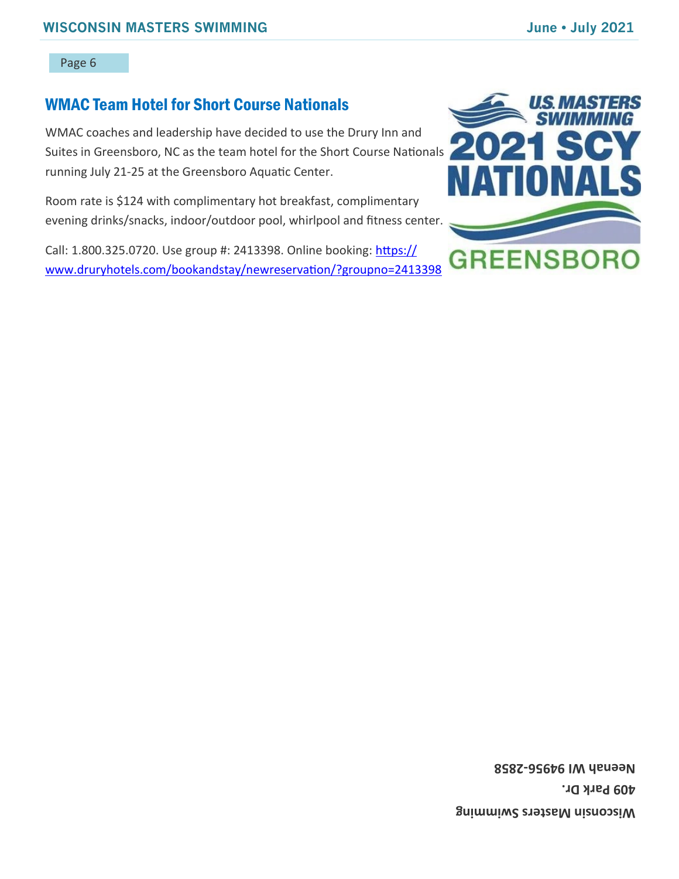## WMAC Team Hotel for Short Course Nationals

WMAC coaches and leadership have decided to use the Drury Inn and Suites in Greensboro, NC as the team hotel for the Short Course Nationals running July 21-25 at the Greensboro Aquatic Center.

Room rate is $124 with complimentary hot breakfast, complimentary evening drinks/snacks, indoor/outdoor pool, whirlpool and fitness center.

Call: 1.800.325.0720. Use group #: 2413398. Online booking: https://www.druryhotels.com/bookandstay/newreservation/?groupno=2413398

U.S. MASTERS SWIMMING

2021 SCY NATIONALS

GREENSBORO

**Wisconsin Masters Swimming**
**409 Park Dr.**
**Neenah WI 94956-2858**